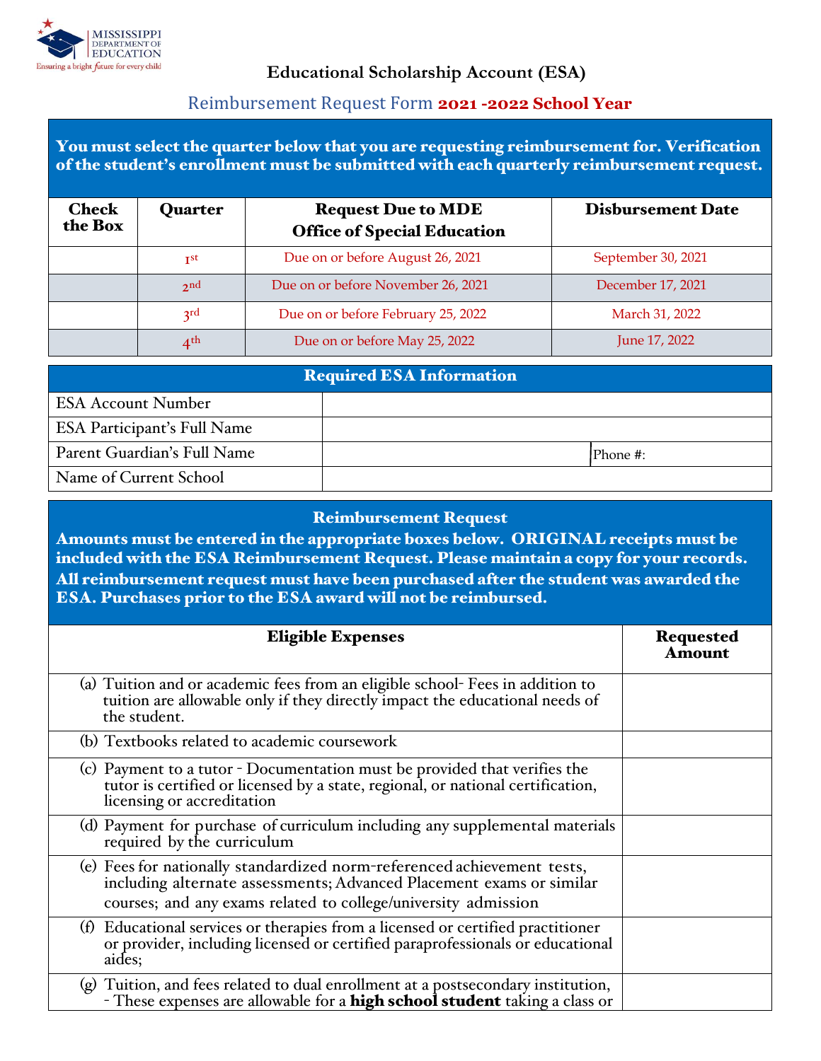MISSISSIPPI DEPARTMENT OF EDUCATION
Ensuring a bright future for every child

# Educational Scholarship Account (ESA)

## Reimbursement Request Form **2021 -2022 School Year**

**You must select the quarter below that you are requesting reimbursement for. Verification of the student's enrollment must be submitted with each quarterly reimbursement request.**

| Check the Box | Quarter | Request Due to MDE Office of Special Education | Disbursement Date |
|---|---|---|---|
| | 1st | Due on or before August 26, 2021 | September 30, 2021 |
| | 2nd | Due on or before November 26, 2021 | December 17, 2021 |
| | 3rd | Due on or before February 25, 2022 | March 31, 2022 |
| | 4th | Due on or before May 25, 2022 | June 17, 2022 |

| Required ESA Information | | |
|---|---|---|
| ESA Account Number | | |
| ESA Participant's Full Name | | |
| Parent Guardian's Full Name | | Phone #: |
| Name of Current School | | |

**Reimbursement Request**

**Amounts must be entered in the appropriate boxes below. ORIGINAL receipts must be included with the ESA Reimbursement Request. Please maintain a copy for your records. All reimbursement request must have been purchased after the student was awarded the ESA. Purchases prior to the ESA award will not be reimbursed.**

| Eligible Expenses | Requested Amount |
|---|---|
| (a) Tuition and or academic fees from an eligible school- Fees in addition to tuition are allowable only if they directly impact the educational needs of the student. | |
| (b) Textbooks related to academic coursework | |
| (c) Payment to a tutor - Documentation must be provided that verifies the tutor is certified or licensed by a state, regional, or national certification, licensing or accreditation | |
| (d) Payment for purchase of curriculum including any supplemental materials required by the curriculum | |
| (e) Fees for nationally standardized norm-referenced achievement tests, including alternate assessments; Advanced Placement exams or similar courses; and any exams related to college/university admission | |
| (f) Educational services or therapies from a licensed or certified practitioner or provider, including licensed or certified paraprofessionals or educational aides; | |
| (g) Tuition, and fees related to dual enrollment at a postsecondary institution, - These expenses are allowable for a **high school student** taking a class or | |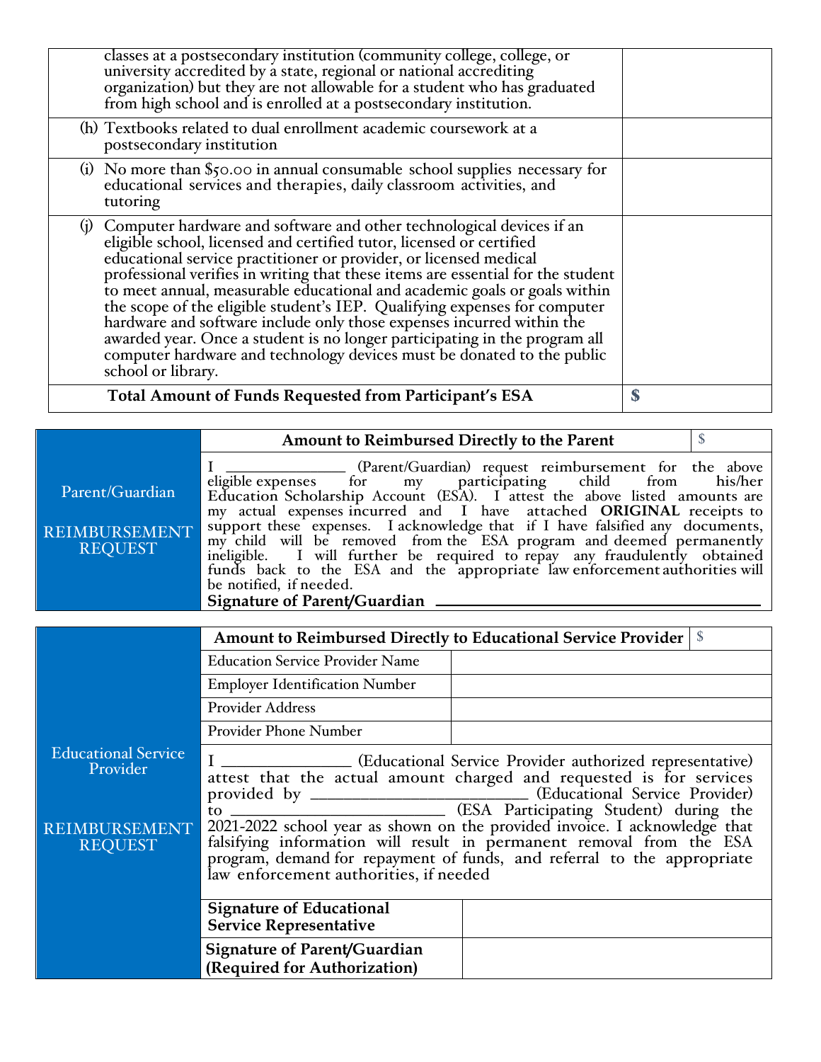| | |
|---|---|
| classes at a postsecondary institution (community college, college, or university accredited by a state, regional or national accrediting organization) but they are not allowable for a student who has graduated from high school and is enrolled at a postsecondary institution. | |
| (h) Textbooks related to dual enrollment academic coursework at a postsecondary institution | |
| (i) No more than $50.00 in annual consumable school supplies necessary for educational services and therapies, daily classroom activities, and tutoring | |
| (j) Computer hardware and software and other technological devices if an eligible school, licensed and certified tutor, licensed or certified educational service practitioner or provider, or licensed medical professional verifies in writing that these items are essential for the student to meet annual, measurable educational and academic goals or goals within the scope of the eligible student's IEP. Qualifying expenses for computer hardware and software include only those expenses incurred within the awarded year. Once a student is no longer participating in the program all computer hardware and technology devices must be donated to the public school or library. | |
| **Total Amount of Funds Requested from Participant's ESA** | **$** |

| | | |
|---|---|---|
| Parent/Guardian<br><br>REIMBURSEMENT REQUEST | **Amount to Reimbursed Directly to the Parent** | $ |
| | I _______________ (Parent/Guardian) request reimbursement for the above eligible expenses for my participating child from his/her Education Scholarship Account (ESA). I attest the above listed amounts are my actual expenses incurred and I have attached **ORIGINAL** receipts to support these expenses. I acknowledge that if I have falsified any documents, my child will be removed from the ESA program and deemed permanently ineligible. I will further be required to repay any fraudulently obtained funds back to the ESA and the appropriate law enforcement authorities will be notified, if needed.<br>**Signature of Parent/Guardian** ___________________________________ | |

| | | |
|---|---|---|
| Educational Service Provider<br><br>REIMBURSEMENT REQUEST | **Amount to Reimbursed Directly to Educational Service Provider** | $ |
| | Education Service Provider Name | |
| | Employer Identification Number | |
| | Provider Address | |
| | Provider Phone Number | |
| | I _______________ (Educational Service Provider authorized representative) attest that the actual amount charged and requested is for services provided by _______________________ (Educational Service Provider) to _______________________ (ESA Participating Student) during the 2021-2022 school year as shown on the provided invoice. I acknowledge that falsifying information will result in permanent removal from the ESA program, demand for repayment of funds, and referral to the appropriate law enforcement authorities, if needed | |
| | **Signature of Educational Service Representative** | |
| | **Signature of Parent/Guardian (Required for Authorization)** | |